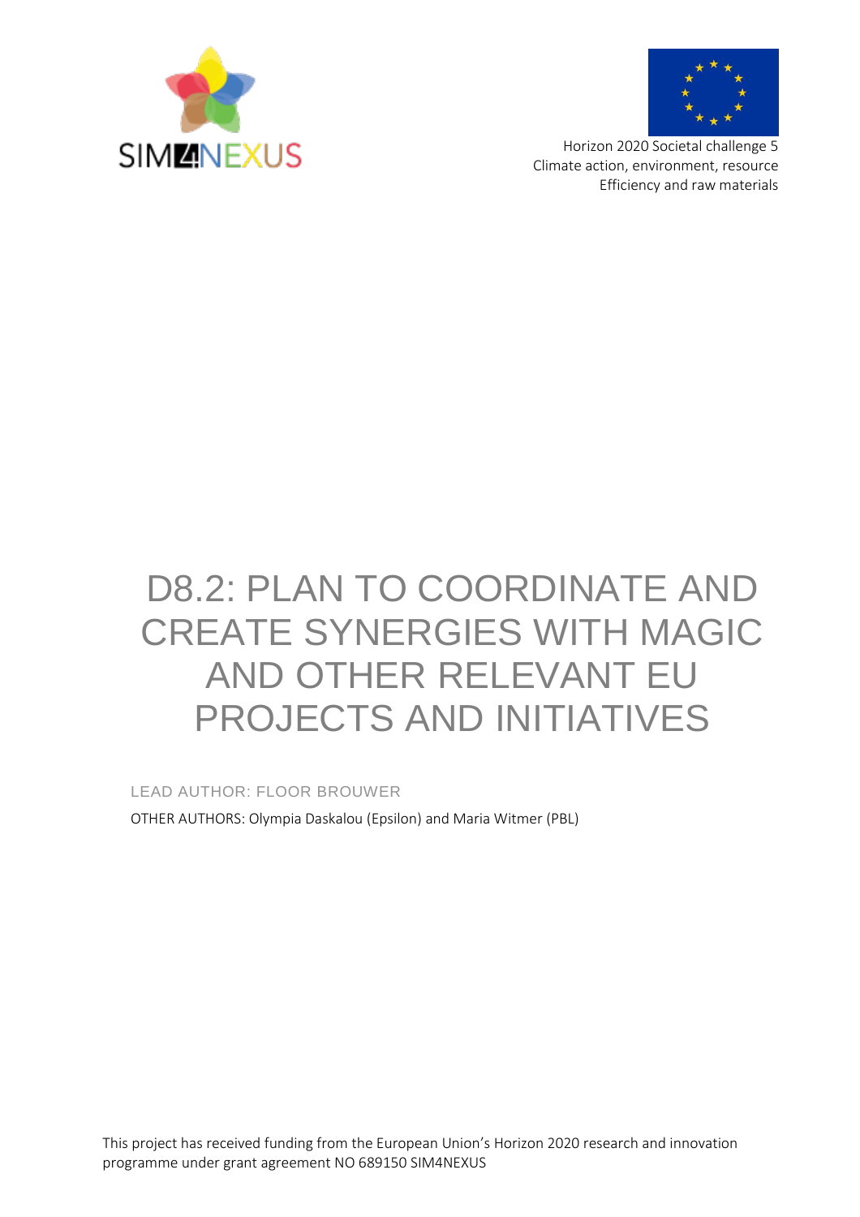SIM4NEXUS

Horizon 2020 Societal challenge 5
Climate action, environment, resource
Efficiency and raw materials

# D8.2: PLAN TO COORDINATE AND CREATE SYNERGIES WITH MAGIC AND OTHER RELEVANT EU PROJECTS AND INITIATIVES

LEAD AUTHOR: FLOOR BROUWER

OTHER AUTHORS: Olympia Daskalou (Epsilon) and Maria Witmer (PBL)

This project has received funding from the European Union's Horizon 2020 research and innovation programme under grant agreement NO 689150 SIM4NEXUS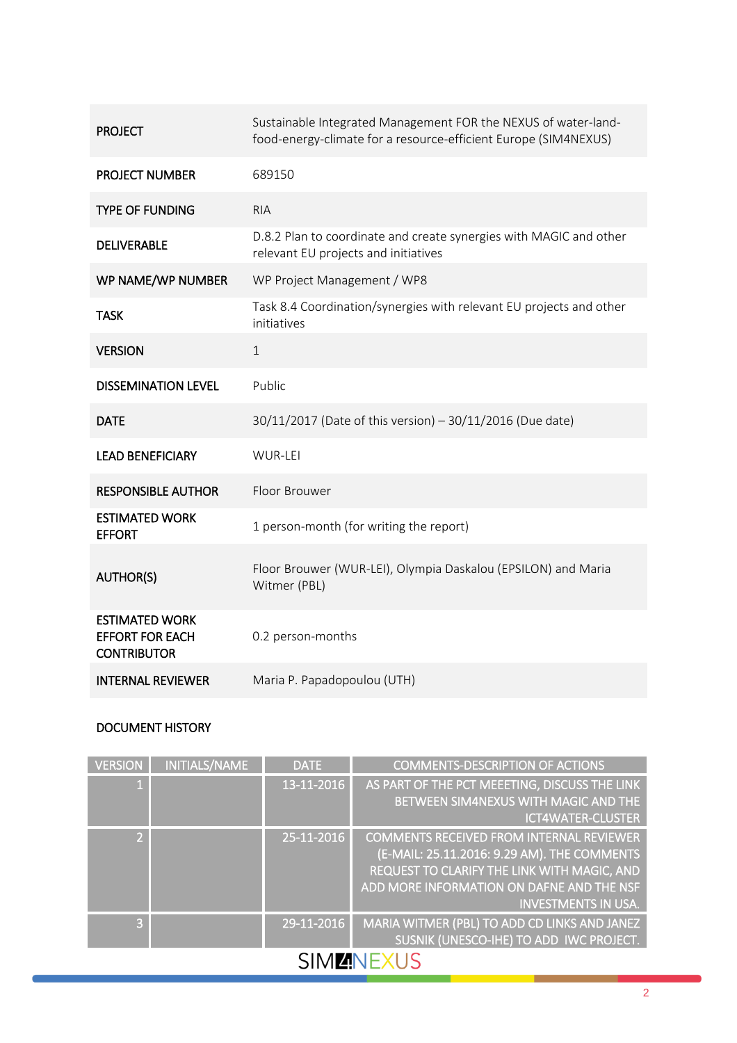| | |
|---|---|
| **PROJECT** | Sustainable Integrated Management FOR the NEXUS of water-land-food-energy-climate for a resource-efficient Europe (SIM4NEXUS) |
| **PROJECT NUMBER** | 689150 |
| **TYPE OF FUNDING** | RIA |
| **DELIVERABLE** | D.8.2 Plan to coordinate and create synergies with MAGIC and other relevant EU projects and initiatives |
| **WP NAME/WP NUMBER** | WP Project Management / WP8 |
| **TASK** | Task 8.4 Coordination/synergies with relevant EU projects and other initiatives |
| **VERSION** | 1 |
| **DISSEMINATION LEVEL** | Public |
| **DATE** | 30/11/2017 (Date of this version) – 30/11/2016 (Due date) |
| **LEAD BENEFICIARY** | WUR-LEI |
| **RESPONSIBLE AUTHOR** | Floor Brouwer |
| **ESTIMATED WORK EFFORT** | 1 person-month (for writing the report) |
| **AUTHOR(S)** | Floor Brouwer (WUR-LEI), Olympia Daskalou (EPSILON) and Maria Witmer (PBL) |
| **ESTIMATED WORK EFFORT FOR EACH CONTRIBUTOR** | 0.2 person-months |
| **INTERNAL REVIEWER** | Maria P. Papadopoulou (UTH) |

**DOCUMENT HISTORY**

| VERSION | INITIALS/NAME | DATE | COMMENTS-DESCRIPTION OF ACTIONS |
|---|---|---|---|
| 1 | | 13-11-2016 | AS PART OF THE PCT MEEETING, DISCUSS THE LINK BETWEEN SIM4NEXUS WITH MAGIC AND THE ICT4WATER-CLUSTER |
| 2 | | 25-11-2016 | COMMENTS RECEIVED FROM INTERNAL REVIEWER (E-MAIL: 25.11.2016: 9.29 AM). THE COMMENTS REQUEST TO CLARIFY THE LINK WITH MAGIC, AND ADD MORE INFORMATION ON DAFNE AND THE NSF INVESTMENTS IN USA. |
| 3 | | 29-11-2016 | MARIA WITMER (PBL) TO ADD CD LINKS AND JANEZ SUSNIK (UNESCO-IHE) TO ADD IWC PROJECT. |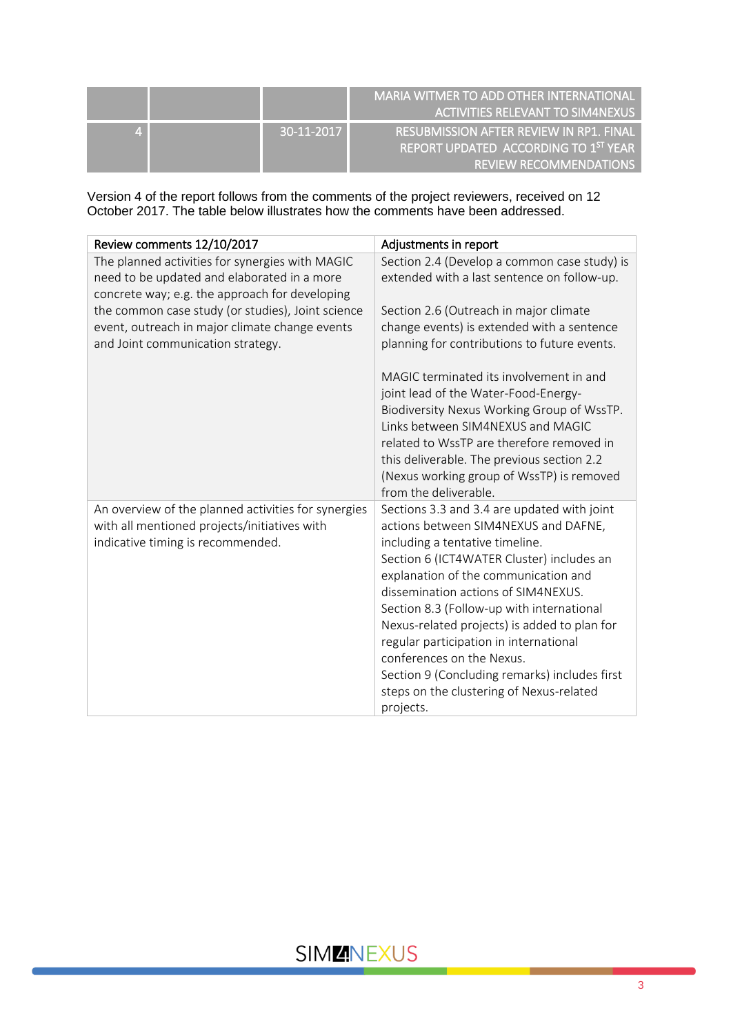| | | | |
|---|---|---|---|
| | | | MARIA WITMER TO ADD OTHER INTERNATIONAL ACTIVITIES RELEVANT TO SIM4NEXUS |
| 4 | | 30-11-2017 | RESUBMISSION AFTER REVIEW IN RP1. FINAL REPORT UPDATED ACCORDING TO 1ST YEAR REVIEW RECOMMENDATIONS |

Version 4 of the report follows from the comments of the project reviewers, received on 12 October 2017. The table below illustrates how the comments have been addressed.

| Review comments 12/10/2017 | Adjustments in report |
|---|---|
| The planned activities for synergies with MAGIC need to be updated and elaborated in a more concrete way; e.g. the approach for developing the common case study (or studies), Joint science event, outreach in major climate change events and Joint communication strategy. | Section 2.4 (Develop a common case study) is extended with a last sentence on follow-up.<br><br>Section 2.6 (Outreach in major climate change events) is extended with a sentence planning for contributions to future events.<br><br>MAGIC terminated its involvement in and joint lead of the Water-Food-Energy-Biodiversity Nexus Working Group of WssTP. Links between SIM4NEXUS and MAGIC related to WssTP are therefore removed in this deliverable. The previous section 2.2 (Nexus working group of WssTP) is removed from the deliverable. |
| An overview of the planned activities for synergies with all mentioned projects/initiatives with indicative timing is recommended. | Sections 3.3 and 3.4 are updated with joint actions between SIM4NEXUS and DAFNE, including a tentative timeline.<br>Section 6 (ICT4WATER Cluster) includes an explanation of the communication and dissemination actions of SIM4NEXUS.<br>Section 8.3 (Follow-up with international Nexus-related projects) is added to plan for regular participation in international conferences on the Nexus.<br>Section 9 (Concluding remarks) includes first steps on the clustering of Nexus-related projects. |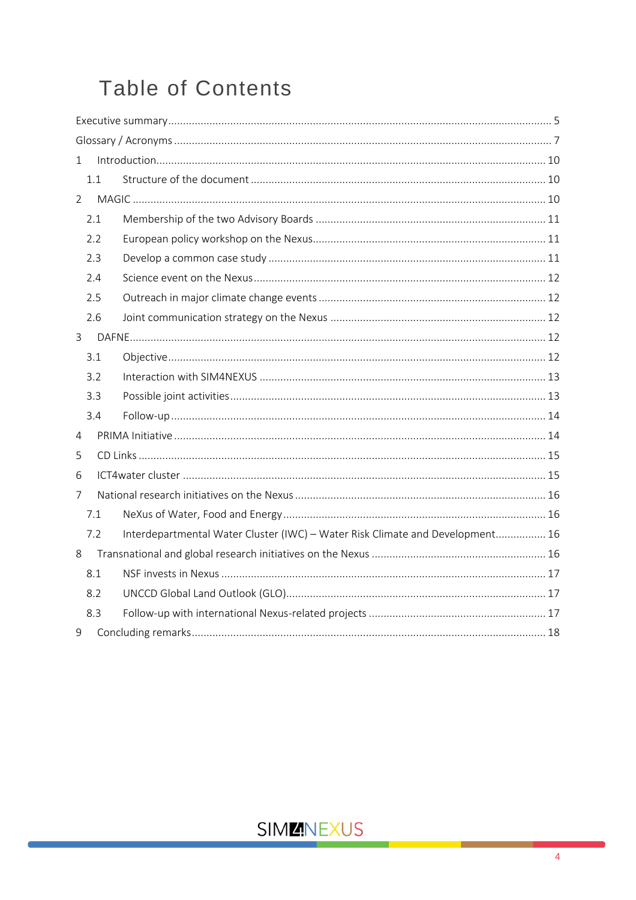# Table of Contents

Executive summary ........ 5

Glossary / Acronyms ........ 7

1 Introduction ........ 10

1.1 Structure of the document ........ 10

2 MAGIC ........ 10

2.1 Membership of the two Advisory Boards ........ 11

2.2 European policy workshop on the Nexus ........ 11

2.3 Develop a common case study ........ 11

2.4 Science event on the Nexus ........ 12

2.5 Outreach in major climate change events ........ 12

2.6 Joint communication strategy on the Nexus ........ 12

3 DAFNE ........ 12

3.1 Objective ........ 12

3.2 Interaction with SIM4NEXUS ........ 13

3.3 Possible joint activities ........ 13

3.4 Follow-up ........ 14

4 PRIMA Initiative ........ 14

5 CD Links ........ 15

6 ICT4water cluster ........ 15

7 National research initiatives on the Nexus ........ 16

7.1 NeXus of Water, Food and Energy ........ 16

7.2 Interdepartmental Water Cluster (IWC) – Water Risk Climate and Development ........ 16

8 Transnational and global research initiatives on the Nexus ........ 16

8.1 NSF invests in Nexus ........ 17

8.2 UNCCD Global Land Outlook (GLO) ........ 17

8.3 Follow-up with international Nexus-related projects ........ 17

9 Concluding remarks ........ 18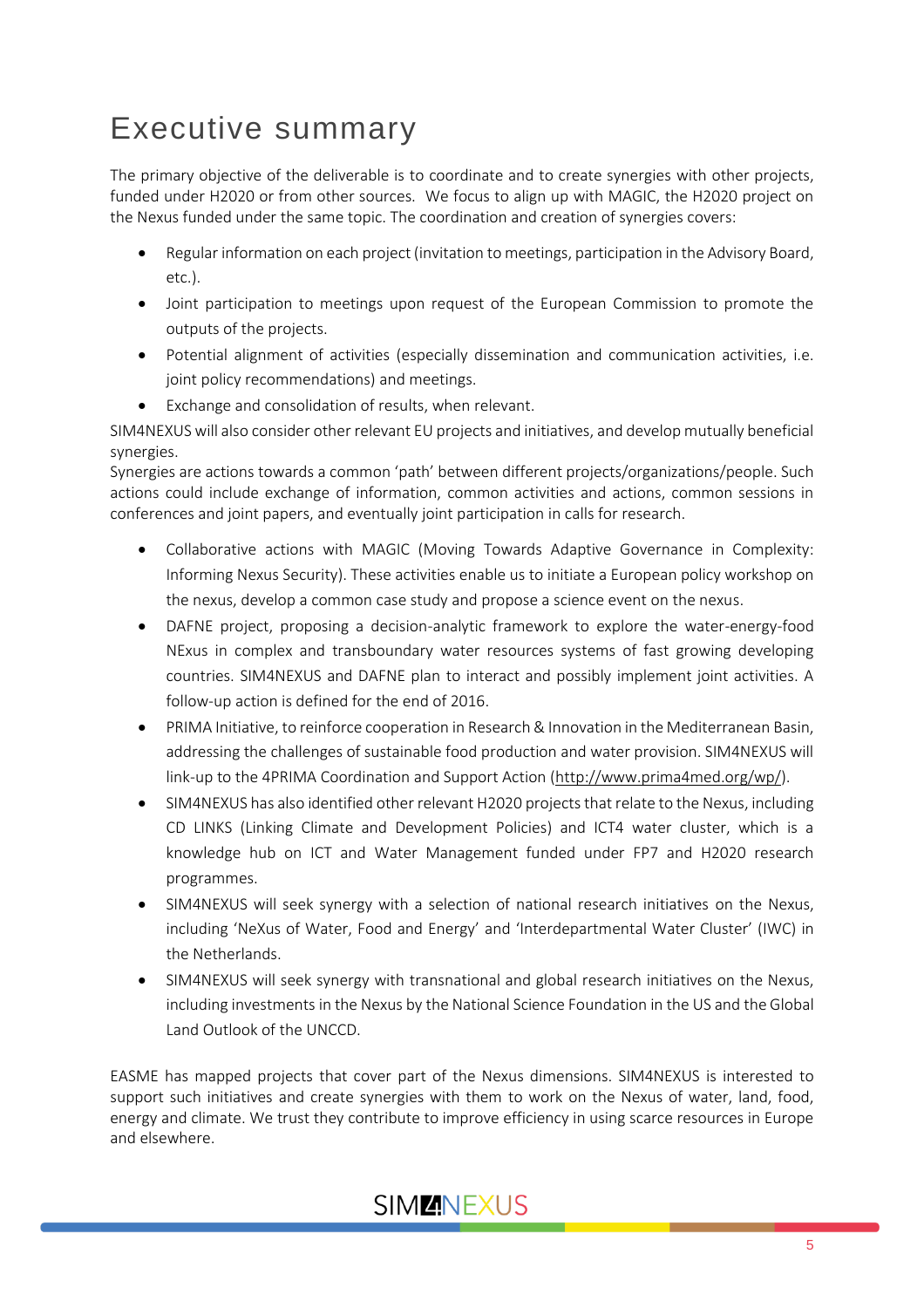# Executive summary

The primary objective of the deliverable is to coordinate and to create synergies with other projects, funded under H2020 or from other sources. We focus to align up with MAGIC, the H2020 project on the Nexus funded under the same topic. The coordination and creation of synergies covers:

- Regular information on each project (invitation to meetings, participation in the Advisory Board, etc.).
- Joint participation to meetings upon request of the European Commission to promote the outputs of the projects.
- Potential alignment of activities (especially dissemination and communication activities, i.e. joint policy recommendations) and meetings.
- Exchange and consolidation of results, when relevant.

SIM4NEXUS will also consider other relevant EU projects and initiatives, and develop mutually beneficial synergies.

Synergies are actions towards a common 'path' between different projects/organizations/people. Such actions could include exchange of information, common activities and actions, common sessions in conferences and joint papers, and eventually joint participation in calls for research.

- Collaborative actions with MAGIC (Moving Towards Adaptive Governance in Complexity: Informing Nexus Security). These activities enable us to initiate a European policy workshop on the nexus, develop a common case study and propose a science event on the nexus.
- DAFNE project, proposing a decision-analytic framework to explore the water-energy-food NExus in complex and transboundary water resources systems of fast growing developing countries. SIM4NEXUS and DAFNE plan to interact and possibly implement joint activities. A follow-up action is defined for the end of 2016.
- PRIMA Initiative, to reinforce cooperation in Research & Innovation in the Mediterranean Basin, addressing the challenges of sustainable food production and water provision. SIM4NEXUS will link-up to the 4PRIMA Coordination and Support Action (http://www.prima4med.org/wp/).
- SIM4NEXUS has also identified other relevant H2020 projects that relate to the Nexus, including CD LINKS (Linking Climate and Development Policies) and ICT4 water cluster, which is a knowledge hub on ICT and Water Management funded under FP7 and H2020 research programmes.
- SIM4NEXUS will seek synergy with a selection of national research initiatives on the Nexus, including 'NeXus of Water, Food and Energy' and 'Interdepartmental Water Cluster' (IWC) in the Netherlands.
- SIM4NEXUS will seek synergy with transnational and global research initiatives on the Nexus, including investments in the Nexus by the National Science Foundation in the US and the Global Land Outlook of the UNCCD.

EASME has mapped projects that cover part of the Nexus dimensions. SIM4NEXUS is interested to support such initiatives and create synergies with them to work on the Nexus of water, land, food, energy and climate. We trust they contribute to improve efficiency in using scarce resources in Europe and elsewhere.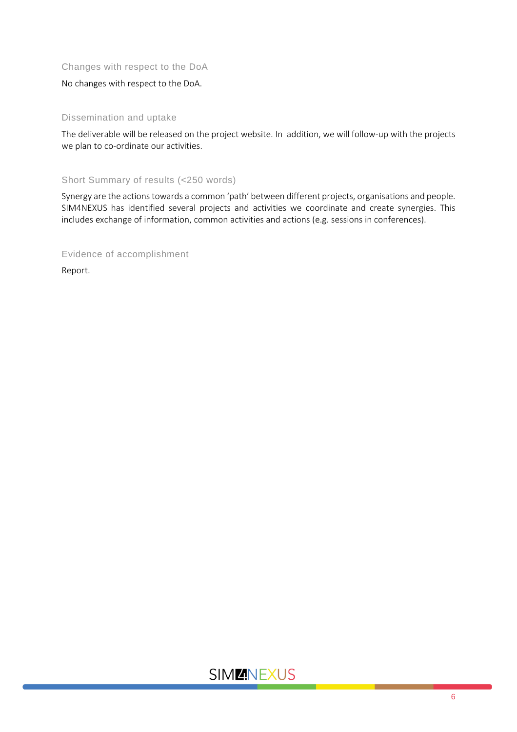### Changes with respect to the DoA

No changes with respect to the DoA.

### Dissemination and uptake

The deliverable will be released on the project website. In addition, we will follow-up with the projects we plan to co-ordinate our activities.

### Short Summary of results (<250 words)

Synergy are the actions towards a common 'path' between different projects, organisations and people. SIM4NEXUS has identified several projects and activities we coordinate and create synergies. This includes exchange of information, common activities and actions (e.g. sessions in conferences).

### Evidence of accomplishment

Report.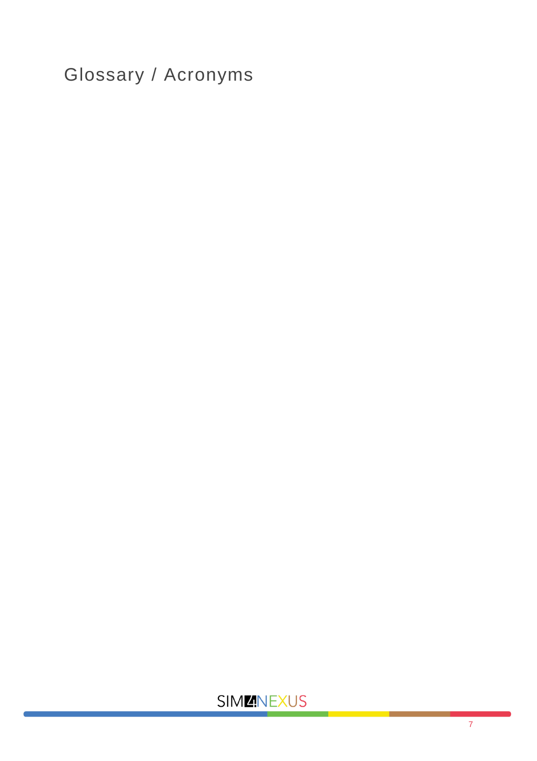# Glossary / Acronyms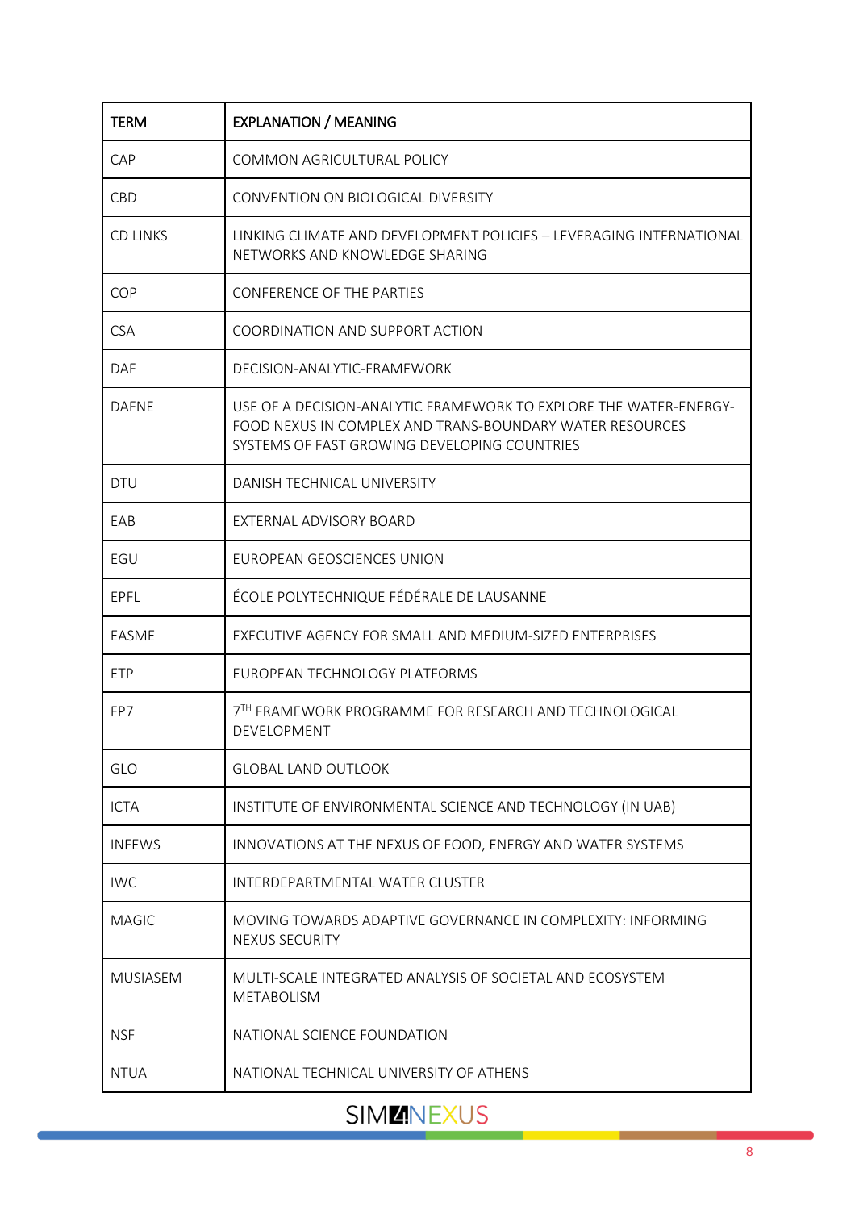| TERM | EXPLANATION / MEANING |
| --- | --- |
| CAP | COMMON AGRICULTURAL POLICY |
| CBD | CONVENTION ON BIOLOGICAL DIVERSITY |
| CD LINKS | LINKING CLIMATE AND DEVELOPMENT POLICIES – LEVERAGING INTERNATIONAL NETWORKS AND KNOWLEDGE SHARING |
| COP | CONFERENCE OF THE PARTIES |
| CSA | COORDINATION AND SUPPORT ACTION |
| DAF | DECISION-ANALYTIC-FRAMEWORK |
| DAFNE | USE OF A DECISION-ANALYTIC FRAMEWORK TO EXPLORE THE WATER-ENERGY-FOOD NEXUS IN COMPLEX AND TRANS-BOUNDARY WATER RESOURCES SYSTEMS OF FAST GROWING DEVELOPING COUNTRIES |
| DTU | DANISH TECHNICAL UNIVERSITY |
| EAB | EXTERNAL ADVISORY BOARD |
| EGU | EUROPEAN GEOSCIENCES UNION |
| EPFL | ÉCOLE POLYTECHNIQUE FÉDÉRALE DE LAUSANNE |
| EASME | EXECUTIVE AGENCY FOR SMALL AND MEDIUM-SIZED ENTERPRISES |
| ETP | EUROPEAN TECHNOLOGY PLATFORMS |
| FP7 | 7TH FRAMEWORK PROGRAMME FOR RESEARCH AND TECHNOLOGICAL DEVELOPMENT |
| GLO | GLOBAL LAND OUTLOOK |
| ICTA | INSTITUTE OF ENVIRONMENTAL SCIENCE AND TECHNOLOGY (IN UAB) |
| INFEWS | INNOVATIONS AT THE NEXUS OF FOOD, ENERGY AND WATER SYSTEMS |
| IWC | INTERDEPARTMENTAL WATER CLUSTER |
| MAGIC | MOVING TOWARDS ADAPTIVE GOVERNANCE IN COMPLEXITY: INFORMING NEXUS SECURITY |
| MUSIASEM | MULTI-SCALE INTEGRATED ANALYSIS OF SOCIETAL AND ECOSYSTEM METABOLISM |
| NSF | NATIONAL SCIENCE FOUNDATION |
| NTUA | NATIONAL TECHNICAL UNIVERSITY OF ATHENS |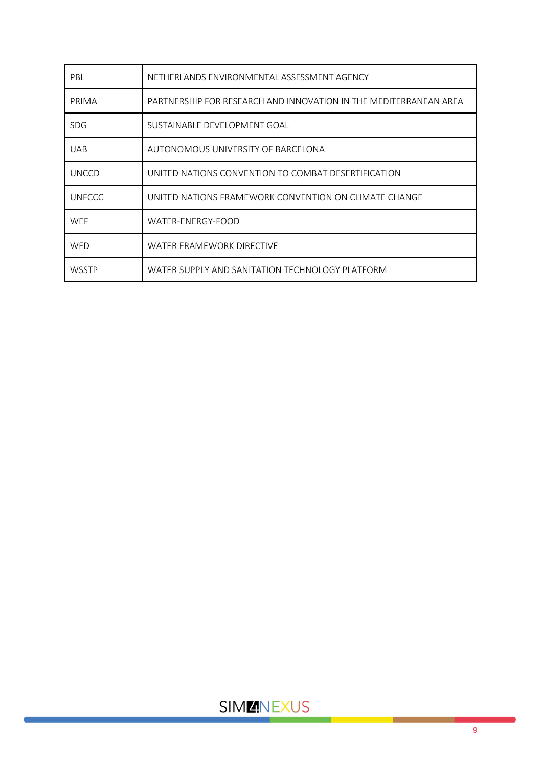| | |
|---|---|
| PBL | NETHERLANDS ENVIRONMENTAL ASSESSMENT AGENCY |
| PRIMA | PARTNERSHIP FOR RESEARCH AND INNOVATION IN THE MEDITERRANEAN AREA |
| SDG | SUSTAINABLE DEVELOPMENT GOAL |
| UAB | AUTONOMOUS UNIVERSITY OF BARCELONA |
| UNCCD | UNITED NATIONS CONVENTION TO COMBAT DESERTIFICATION |
| UNFCCC | UNITED NATIONS FRAMEWORK CONVENTION ON CLIMATE CHANGE |
| WEF | WATER-ENERGY-FOOD |
| WFD | WATER FRAMEWORK DIRECTIVE |
| WSSTP | WATER SUPPLY AND SANITATION TECHNOLOGY PLATFORM |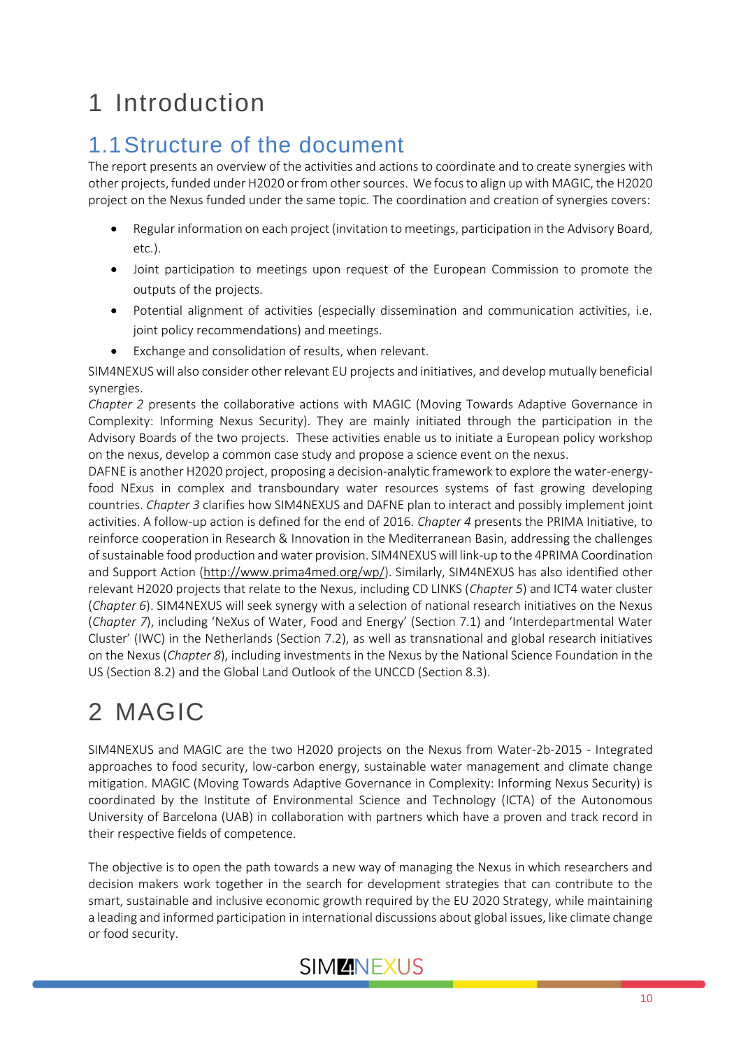# 1 Introduction

## 1.1 Structure of the document

The report presents an overview of the activities and actions to coordinate and to create synergies with other projects, funded under H2020 or from other sources. We focus to align up with MAGIC, the H2020 project on the Nexus funded under the same topic. The coordination and creation of synergies covers:

- Regular information on each project (invitation to meetings, participation in the Advisory Board, etc.).
- Joint participation to meetings upon request of the European Commission to promote the outputs of the projects.
- Potential alignment of activities (especially dissemination and communication activities, i.e. joint policy recommendations) and meetings.
- Exchange and consolidation of results, when relevant.

SIM4NEXUS will also consider other relevant EU projects and initiatives, and develop mutually beneficial synergies.

*Chapter 2* presents the collaborative actions with MAGIC (Moving Towards Adaptive Governance in Complexity: Informing Nexus Security). They are mainly initiated through the participation in the Advisory Boards of the two projects. These activities enable us to initiate a European policy workshop on the nexus, develop a common case study and propose a science event on the nexus.

DAFNE is another H2020 project, proposing a decision-analytic framework to explore the water-energy-food NExus in complex and transboundary water resources systems of fast growing developing countries. *Chapter 3* clarifies how SIM4NEXUS and DAFNE plan to interact and possibly implement joint activities. A follow-up action is defined for the end of 2016. *Chapter 4* presents the PRIMA Initiative, to reinforce cooperation in Research & Innovation in the Mediterranean Basin, addressing the challenges of sustainable food production and water provision. SIM4NEXUS will link-up to the 4PRIMA Coordination and Support Action (http://www.prima4med.org/wp/). Similarly, SIM4NEXUS has also identified other relevant H2020 projects that relate to the Nexus, including CD LINKS (*Chapter 5*) and ICT4 water cluster (*Chapter 6*). SIM4NEXUS will seek synergy with a selection of national research initiatives on the Nexus (*Chapter 7*), including 'NeXus of Water, Food and Energy' (Section 7.1) and 'Interdepartmental Water Cluster' (IWC) in the Netherlands (Section 7.2), as well as transnational and global research initiatives on the Nexus (*Chapter 8*), including investments in the Nexus by the National Science Foundation in the US (Section 8.2) and the Global Land Outlook of the UNCCD (Section 8.3).

# 2 MAGIC

SIM4NEXUS and MAGIC are the two H2020 projects on the Nexus from Water-2b-2015 - Integrated approaches to food security, low-carbon energy, sustainable water management and climate change mitigation. MAGIC (Moving Towards Adaptive Governance in Complexity: Informing Nexus Security) is coordinated by the Institute of Environmental Science and Technology (ICTA) of the Autonomous University of Barcelona (UAB) in collaboration with partners which have a proven and track record in their respective fields of competence.

The objective is to open the path towards a new way of managing the Nexus in which researchers and decision makers work together in the search for development strategies that can contribute to the smart, sustainable and inclusive economic growth required by the EU 2020 Strategy, while maintaining a leading and informed participation in international discussions about global issues, like climate change or food security.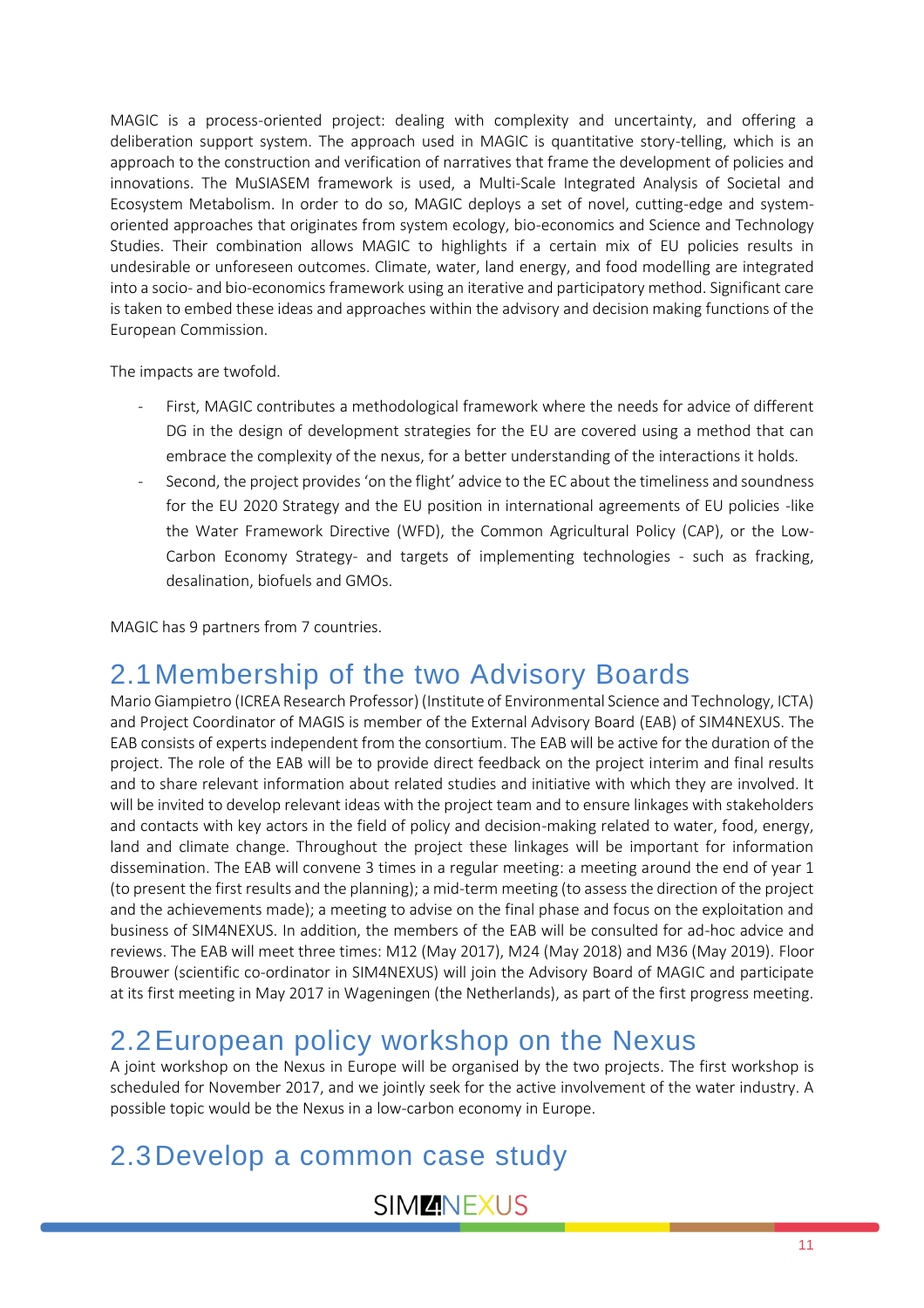MAGIC is a process-oriented project: dealing with complexity and uncertainty, and offering a deliberation support system. The approach used in MAGIC is quantitative story-telling, which is an approach to the construction and verification of narratives that frame the development of policies and innovations. The MuSIASEM framework is used, a Multi-Scale Integrated Analysis of Societal and Ecosystem Metabolism. In order to do so, MAGIC deploys a set of novel, cutting-edge and system-oriented approaches that originates from system ecology, bio-economics and Science and Technology Studies. Their combination allows MAGIC to highlights if a certain mix of EU policies results in undesirable or unforeseen outcomes. Climate, water, land energy, and food modelling are integrated into a socio- and bio-economics framework using an iterative and participatory method. Significant care is taken to embed these ideas and approaches within the advisory and decision making functions of the European Commission.

The impacts are twofold.

- First, MAGIC contributes a methodological framework where the needs for advice of different DG in the design of development strategies for the EU are covered using a method that can embrace the complexity of the nexus, for a better understanding of the interactions it holds.
- Second, the project provides 'on the flight' advice to the EC about the timeliness and soundness for the EU 2020 Strategy and the EU position in international agreements of EU policies -like the Water Framework Directive (WFD), the Common Agricultural Policy (CAP), or the Low-Carbon Economy Strategy- and targets of implementing technologies - such as fracking, desalination, biofuels and GMOs.

MAGIC has 9 partners from 7 countries.

## 2.1 Membership of the two Advisory Boards

Mario Giampietro (ICREA Research Professor) (Institute of Environmental Science and Technology, ICTA) and Project Coordinator of MAGIS is member of the External Advisory Board (EAB) of SIM4NEXUS. The EAB consists of experts independent from the consortium. The EAB will be active for the duration of the project. The role of the EAB will be to provide direct feedback on the project interim and final results and to share relevant information about related studies and initiative with which they are involved. It will be invited to develop relevant ideas with the project team and to ensure linkages with stakeholders and contacts with key actors in the field of policy and decision-making related to water, food, energy, land and climate change. Throughout the project these linkages will be important for information dissemination. The EAB will convene 3 times in a regular meeting: a meeting around the end of year 1 (to present the first results and the planning); a mid-term meeting (to assess the direction of the project and the achievements made); a meeting to advise on the final phase and focus on the exploitation and business of SIM4NEXUS. In addition, the members of the EAB will be consulted for ad-hoc advice and reviews. The EAB will meet three times: M12 (May 2017), M24 (May 2018) and M36 (May 2019). Floor Brouwer (scientific co-ordinator in SIM4NEXUS) will join the Advisory Board of MAGIC and participate at its first meeting in May 2017 in Wageningen (the Netherlands), as part of the first progress meeting.

## 2.2 European policy workshop on the Nexus

A joint workshop on the Nexus in Europe will be organised by the two projects. The first workshop is scheduled for November 2017, and we jointly seek for the active involvement of the water industry. A possible topic would be the Nexus in a low-carbon economy in Europe.

## 2.3 Develop a common case study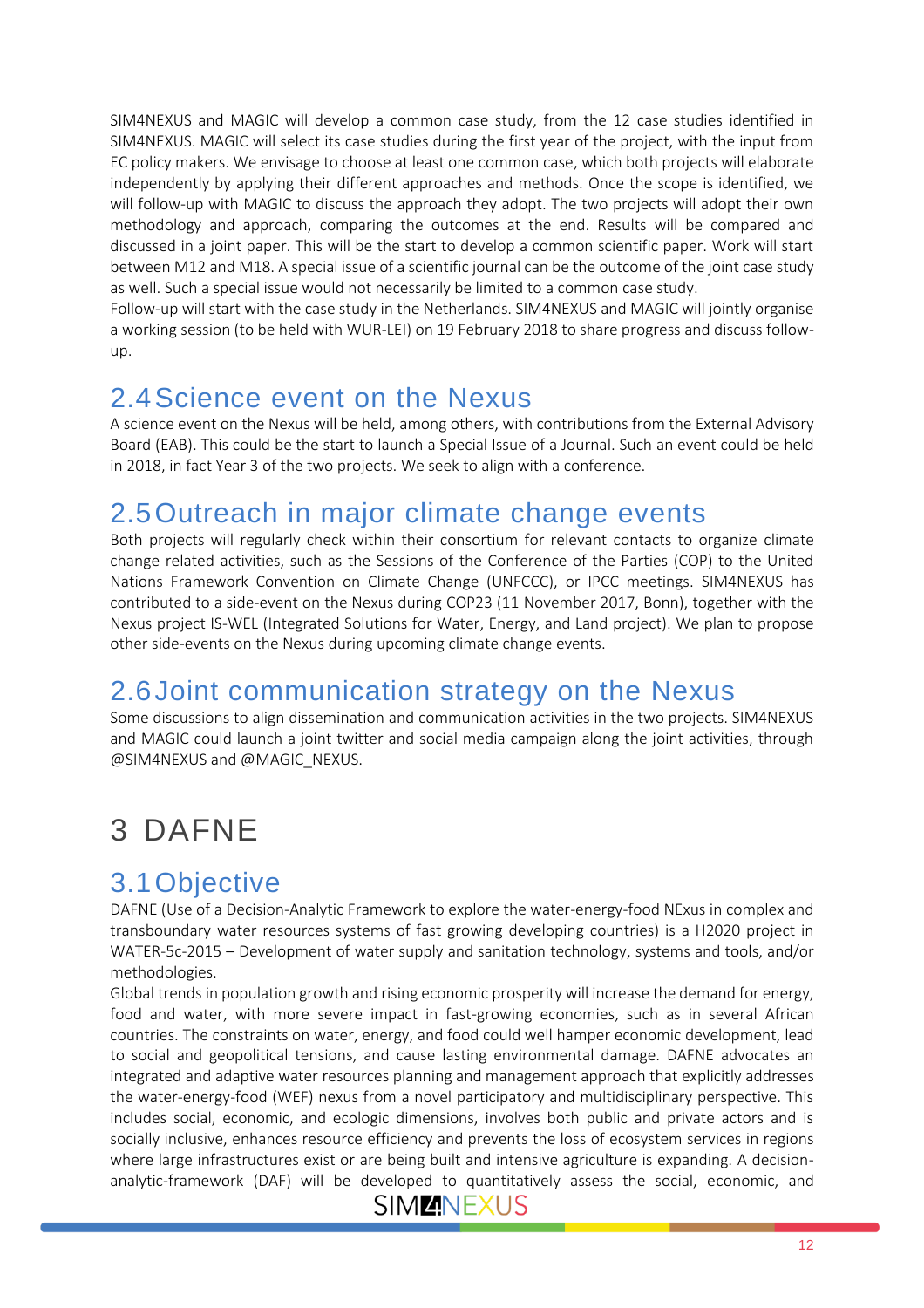SIM4NEXUS and MAGIC will develop a common case study, from the 12 case studies identified in SIM4NEXUS. MAGIC will select its case studies during the first year of the project, with the input from EC policy makers. We envisage to choose at least one common case, which both projects will elaborate independently by applying their different approaches and methods. Once the scope is identified, we will follow-up with MAGIC to discuss the approach they adopt. The two projects will adopt their own methodology and approach, comparing the outcomes at the end. Results will be compared and discussed in a joint paper. This will be the start to develop a common scientific paper. Work will start between M12 and M18. A special issue of a scientific journal can be the outcome of the joint case study as well. Such a special issue would not necessarily be limited to a common case study.

Follow-up will start with the case study in the Netherlands. SIM4NEXUS and MAGIC will jointly organise a working session (to be held with WUR-LEI) on 19 February 2018 to share progress and discuss follow-up.

## 2.4 Science event on the Nexus

A science event on the Nexus will be held, among others, with contributions from the External Advisory Board (EAB). This could be the start to launch a Special Issue of a Journal. Such an event could be held in 2018, in fact Year 3 of the two projects. We seek to align with a conference.

## 2.5 Outreach in major climate change events

Both projects will regularly check within their consortium for relevant contacts to organize climate change related activities, such as the Sessions of the Conference of the Parties (COP) to the United Nations Framework Convention on Climate Change (UNFCCC), or IPCC meetings. SIM4NEXUS has contributed to a side-event on the Nexus during COP23 (11 November 2017, Bonn), together with the Nexus project IS-WEL (Integrated Solutions for Water, Energy, and Land project). We plan to propose other side-events on the Nexus during upcoming climate change events.

## 2.6 Joint communication strategy on the Nexus

Some discussions to align dissemination and communication activities in the two projects. SIM4NEXUS and MAGIC could launch a joint twitter and social media campaign along the joint activities, through @SIM4NEXUS and @MAGIC_NEXUS.

# 3 DAFNE

## 3.1 Objective

DAFNE (Use of a Decision-Analytic Framework to explore the water-energy-food NExus in complex and transboundary water resources systems of fast growing developing countries) is a H2020 project in WATER-5c-2015 – Development of water supply and sanitation technology, systems and tools, and/or methodologies.

Global trends in population growth and rising economic prosperity will increase the demand for energy, food and water, with more severe impact in fast-growing economies, such as in several African countries. The constraints on water, energy, and food could well hamper economic development, lead to social and geopolitical tensions, and cause lasting environmental damage. DAFNE advocates an integrated and adaptive water resources planning and management approach that explicitly addresses the water-energy-food (WEF) nexus from a novel participatory and multidisciplinary perspective. This includes social, economic, and ecologic dimensions, involves both public and private actors and is socially inclusive, enhances resource efficiency and prevents the loss of ecosystem services in regions where large infrastructures exist or are being built and intensive agriculture is expanding. A decision-analytic-framework (DAF) will be developed to quantitatively assess the social, economic, and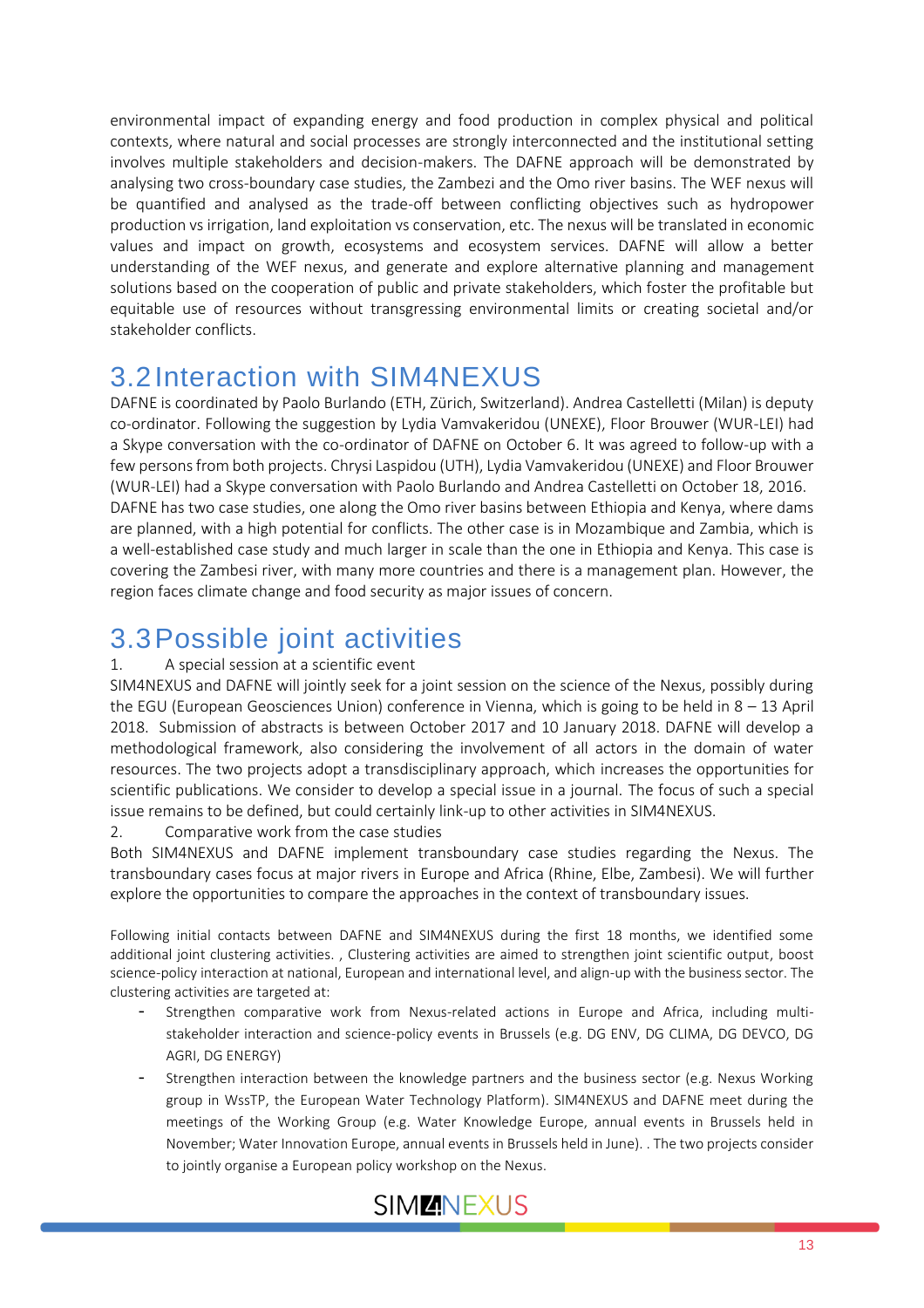environmental impact of expanding energy and food production in complex physical and political contexts, where natural and social processes are strongly interconnected and the institutional setting involves multiple stakeholders and decision-makers. The DAFNE approach will be demonstrated by analysing two cross-boundary case studies, the Zambezi and the Omo river basins. The WEF nexus will be quantified and analysed as the trade-off between conflicting objectives such as hydropower production vs irrigation, land exploitation vs conservation, etc. The nexus will be translated in economic values and impact on growth, ecosystems and ecosystem services. DAFNE will allow a better understanding of the WEF nexus, and generate and explore alternative planning and management solutions based on the cooperation of public and private stakeholders, which foster the profitable but equitable use of resources without transgressing environmental limits or creating societal and/or stakeholder conflicts.

## 3.2 Interaction with SIM4NEXUS

DAFNE is coordinated by Paolo Burlando (ETH, Zürich, Switzerland). Andrea Castelletti (Milan) is deputy co-ordinator. Following the suggestion by Lydia Vamvakeridou (UNEXE), Floor Brouwer (WUR-LEI) had a Skype conversation with the co-ordinator of DAFNE on October 6. It was agreed to follow-up with a few persons from both projects. Chrysi Laspidou (UTH), Lydia Vamvakeridou (UNEXE) and Floor Brouwer (WUR-LEI) had a Skype conversation with Paolo Burlando and Andrea Castelletti on October 18, 2016. DAFNE has two case studies, one along the Omo river basins between Ethiopia and Kenya, where dams are planned, with a high potential for conflicts. The other case is in Mozambique and Zambia, which is a well-established case study and much larger in scale than the one in Ethiopia and Kenya. This case is covering the Zambesi river, with many more countries and there is a management plan. However, the region faces climate change and food security as major issues of concern.

## 3.3 Possible joint activities

1. A special session at a scientific event

SIM4NEXUS and DAFNE will jointly seek for a joint session on the science of the Nexus, possibly during the EGU (European Geosciences Union) conference in Vienna, which is going to be held in 8 – 13 April 2018. Submission of abstracts is between October 2017 and 10 January 2018. DAFNE will develop a methodological framework, also considering the involvement of all actors in the domain of water resources. The two projects adopt a transdisciplinary approach, which increases the opportunities for scientific publications. We consider to develop a special issue in a journal. The focus of such a special issue remains to be defined, but could certainly link-up to other activities in SIM4NEXUS.

2. Comparative work from the case studies

Both SIM4NEXUS and DAFNE implement transboundary case studies regarding the Nexus. The transboundary cases focus at major rivers in Europe and Africa (Rhine, Elbe, Zambesi). We will further explore the opportunities to compare the approaches in the context of transboundary issues.

Following initial contacts between DAFNE and SIM4NEXUS during the first 18 months, we identified some additional joint clustering activities. , Clustering activities are aimed to strengthen joint scientific output, boost science-policy interaction at national, European and international level, and align-up with the business sector. The clustering activities are targeted at:

- Strengthen comparative work from Nexus-related actions in Europe and Africa, including multi-stakeholder interaction and science-policy events in Brussels (e.g. DG ENV, DG CLIMA, DG DEVCO, DG AGRI, DG ENERGY)
- Strengthen interaction between the knowledge partners and the business sector (e.g. Nexus Working group in WssTP, the European Water Technology Platform). SIM4NEXUS and DAFNE meet during the meetings of the Working Group (e.g. Water Knowledge Europe, annual events in Brussels held in November; Water Innovation Europe, annual events in Brussels held in June). . The two projects consider to jointly organise a European policy workshop on the Nexus.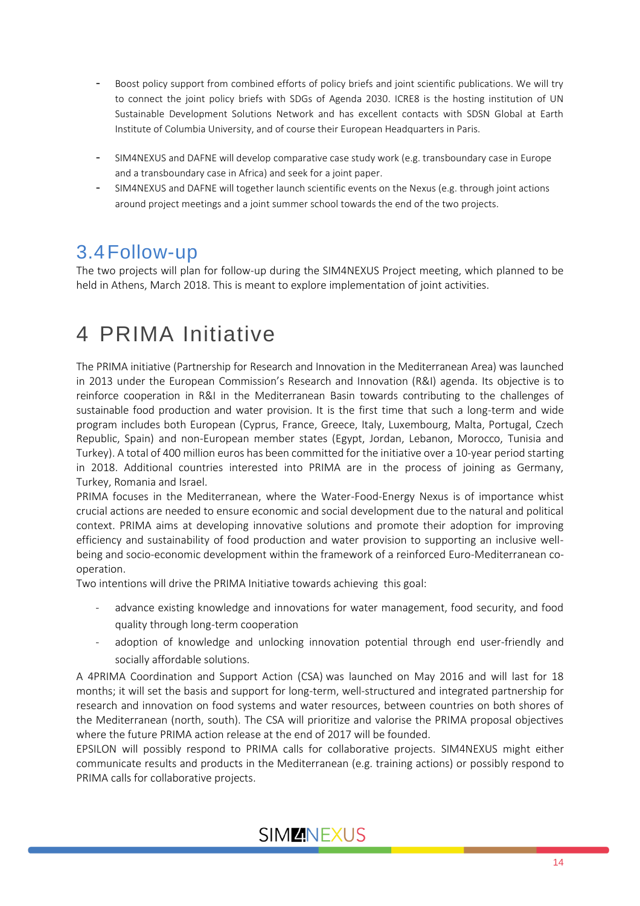- Boost policy support from combined efforts of policy briefs and joint scientific publications. We will try to connect the joint policy briefs with SDGs of Agenda 2030. ICRE8 is the hosting institution of UN Sustainable Development Solutions Network and has excellent contacts with SDSN Global at Earth Institute of Columbia University, and of course their European Headquarters in Paris.

- SIM4NEXUS and DAFNE will develop comparative case study work (e.g. transboundary case in Europe and a transboundary case in Africa) and seek for a joint paper.
- SIM4NEXUS and DAFNE will together launch scientific events on the Nexus (e.g. through joint actions around project meetings and a joint summer school towards the end of the two projects.

## 3.4 Follow-up

The two projects will plan for follow-up during the SIM4NEXUS Project meeting, which planned to be held in Athens, March 2018. This is meant to explore implementation of joint activities.

# 4 PRIMA Initiative

The PRIMA initiative (Partnership for Research and Innovation in the Mediterranean Area) was launched in 2013 under the European Commission's Research and Innovation (R&I) agenda. Its objective is to reinforce cooperation in R&I in the Mediterranean Basin towards contributing to the challenges of sustainable food production and water provision. It is the first time that such a long-term and wide program includes both European (Cyprus, France, Greece, Italy, Luxembourg, Malta, Portugal, Czech Republic, Spain) and non-European member states (Egypt, Jordan, Lebanon, Morocco, Tunisia and Turkey). A total of 400 million euros has been committed for the initiative over a 10-year period starting in 2018. Additional countries interested into PRIMA are in the process of joining as Germany, Turkey, Romania and Israel.

PRIMA focuses in the Mediterranean, where the Water-Food-Energy Nexus is of importance whist crucial actions are needed to ensure economic and social development due to the natural and political context. PRIMA aims at developing innovative solutions and promote their adoption for improving efficiency and sustainability of food production and water provision to supporting an inclusive well-being and socio-economic development within the framework of a reinforced Euro-Mediterranean co-operation.

Two intentions will drive the PRIMA Initiative towards achieving this goal:

- advance existing knowledge and innovations for water management, food security, and food quality through long-term cooperation
- adoption of knowledge and unlocking innovation potential through end user-friendly and socially affordable solutions.

A 4PRIMA Coordination and Support Action (CSA) was launched on May 2016 and will last for 18 months; it will set the basis and support for long-term, well-structured and integrated partnership for research and innovation on food systems and water resources, between countries on both shores of the Mediterranean (north, south). The CSA will prioritize and valorise the PRIMA proposal objectives where the future PRIMA action release at the end of 2017 will be founded.

EPSILON will possibly respond to PRIMA calls for collaborative projects. SIM4NEXUS might either communicate results and products in the Mediterranean (e.g. training actions) or possibly respond to PRIMA calls for collaborative projects.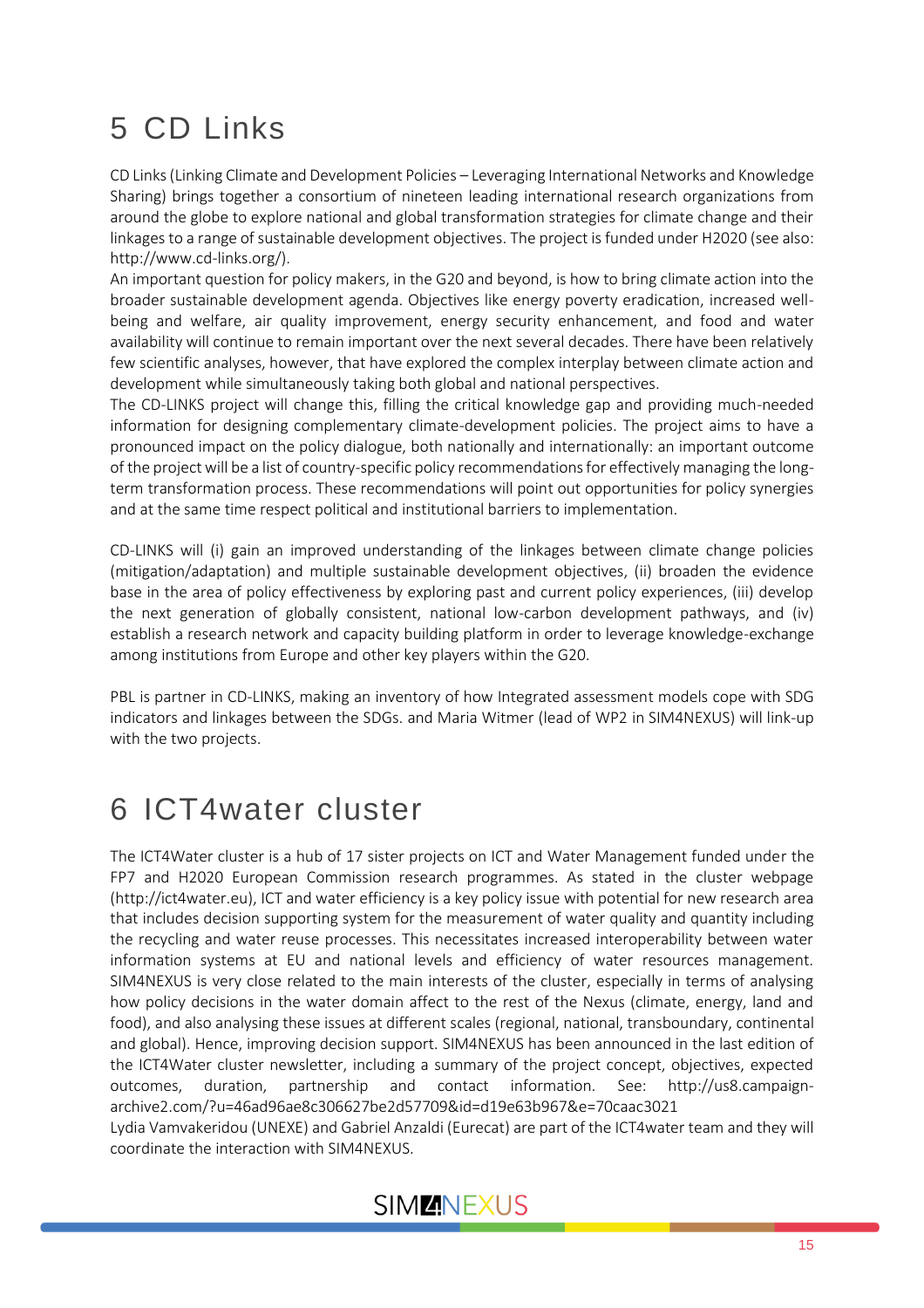# 5 CD Links

CD Links (Linking Climate and Development Policies – Leveraging International Networks and Knowledge Sharing) brings together a consortium of nineteen leading international research organizations from around the globe to explore national and global transformation strategies for climate change and their linkages to a range of sustainable development objectives. The project is funded under H2020 (see also: http://www.cd-links.org/).

An important question for policy makers, in the G20 and beyond, is how to bring climate action into the broader sustainable development agenda. Objectives like energy poverty eradication, increased well-being and welfare, air quality improvement, energy security enhancement, and food and water availability will continue to remain important over the next several decades. There have been relatively few scientific analyses, however, that have explored the complex interplay between climate action and development while simultaneously taking both global and national perspectives.

The CD-LINKS project will change this, filling the critical knowledge gap and providing much-needed information for designing complementary climate-development policies. The project aims to have a pronounced impact on the policy dialogue, both nationally and internationally: an important outcome of the project will be a list of country-specific policy recommendations for effectively managing the long-term transformation process. These recommendations will point out opportunities for policy synergies and at the same time respect political and institutional barriers to implementation.

CD-LINKS will (i) gain an improved understanding of the linkages between climate change policies (mitigation/adaptation) and multiple sustainable development objectives, (ii) broaden the evidence base in the area of policy effectiveness by exploring past and current policy experiences, (iii) develop the next generation of globally consistent, national low-carbon development pathways, and (iv) establish a research network and capacity building platform in order to leverage knowledge-exchange among institutions from Europe and other key players within the G20.

PBL is partner in CD-LINKS, making an inventory of how Integrated assessment models cope with SDG indicators and linkages between the SDGs. and Maria Witmer (lead of WP2 in SIM4NEXUS) will link-up with the two projects.

# 6 ICT4water cluster

The ICT4Water cluster is a hub of 17 sister projects on ICT and Water Management funded under the FP7 and H2020 European Commission research programmes. As stated in the cluster webpage (http://ict4water.eu), ICT and water efficiency is a key policy issue with potential for new research area that includes decision supporting system for the measurement of water quality and quantity including the recycling and water reuse processes. This necessitates increased interoperability between water information systems at EU and national levels and efficiency of water resources management. SIM4NEXUS is very close related to the main interests of the cluster, especially in terms of analysing how policy decisions in the water domain affect to the rest of the Nexus (climate, energy, land and food), and also analysing these issues at different scales (regional, national, transboundary, continental and global). Hence, improving decision support. SIM4NEXUS has been announced in the last edition of the ICT4Water cluster newsletter, including a summary of the project concept, objectives, expected outcomes, duration, partnership and contact information. See: http://us8.campaign-archive2.com/?u=46ad96ae8c306627be2d57709&id=d19e63b967&e=70caac3021

Lydia Vamvakeridou (UNEXE) and Gabriel Anzaldi (Eurecat) are part of the ICT4water team and they will coordinate the interaction with SIM4NEXUS.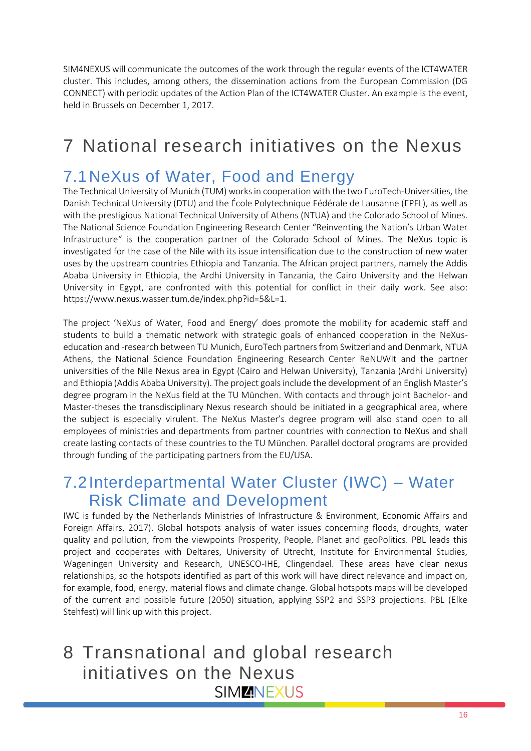SIM4NEXUS will communicate the outcomes of the work through the regular events of the ICT4WATER cluster. This includes, among others, the dissemination actions from the European Commission (DG CONNECT) with periodic updates of the Action Plan of the ICT4WATER Cluster. An example is the event, held in Brussels on December 1, 2017.

# 7 National research initiatives on the Nexus

## 7.1 NeXus of Water, Food and Energy

The Technical University of Munich (TUM) works in cooperation with the two EuroTech-Universities, the Danish Technical University (DTU) and the École Polytechnique Fédérale de Lausanne (EPFL), as well as with the prestigious National Technical University of Athens (NTUA) and the Colorado School of Mines. The National Science Foundation Engineering Research Center "Reinventing the Nation's Urban Water Infrastructure" is the cooperation partner of the Colorado School of Mines. The NeXus topic is investigated for the case of the Nile with its issue intensification due to the construction of new water uses by the upstream countries Ethiopia and Tanzania. The African project partners, namely the Addis Ababa University in Ethiopia, the Ardhi University in Tanzania, the Cairo University and the Helwan University in Egypt, are confronted with this potential for conflict in their daily work. See also: https://www.nexus.wasser.tum.de/index.php?id=5&L=1.

The project 'NeXus of Water, Food and Energy' does promote the mobility for academic staff and students to build a thematic network with strategic goals of enhanced cooperation in the NeXus-education and -research between TU Munich, EuroTech partners from Switzerland and Denmark, NTUA Athens, the National Science Foundation Engineering Research Center ReNUWIt and the partner universities of the Nile Nexus area in Egypt (Cairo and Helwan University), Tanzania (Ardhi University) and Ethiopia (Addis Ababa University). The project goals include the development of an English Master's degree program in the NeXus field at the TU München. With contacts and through joint Bachelor- and Master-theses the transdisciplinary Nexus research should be initiated in a geographical area, where the subject is especially virulent. The NeXus Master's degree program will also stand open to all employees of ministries and departments from partner countries with connection to NeXus and shall create lasting contacts of these countries to the TU München. Parallel doctoral programs are provided through funding of the participating partners from the EU/USA.

## 7.2 Interdepartmental Water Cluster (IWC) – Water Risk Climate and Development

IWC is funded by the Netherlands Ministries of Infrastructure & Environment, Economic Affairs and Foreign Affairs, 2017). Global hotspots analysis of water issues concerning floods, droughts, water quality and pollution, from the viewpoints Prosperity, People, Planet and geoPolitics. PBL leads this project and cooperates with Deltares, University of Utrecht, Institute for Environmental Studies, Wageningen University and Research, UNESCO-IHE, Clingendael. These areas have clear nexus relationships, so the hotspots identified as part of this work will have direct relevance and impact on, for example, food, energy, material flows and climate change. Global hotspots maps will be developed of the current and possible future (2050) situation, applying SSP2 and SSP3 projections. PBL (Elke Stehfest) will link up with this project.

# 8 Transnational and global research initiatives on the Nexus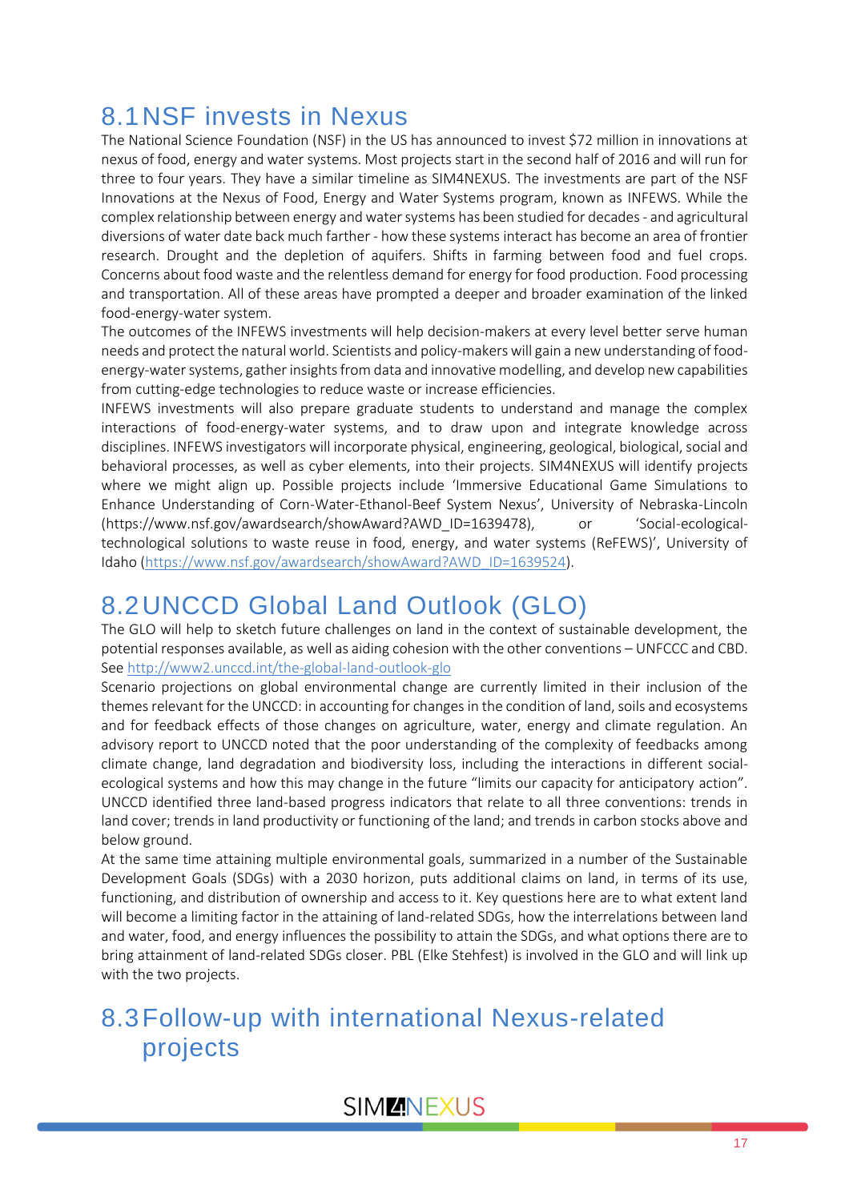## 8.1 NSF invests in Nexus

The National Science Foundation (NSF) in the US has announced to invest $72 million in innovations at nexus of food, energy and water systems. Most projects start in the second half of 2016 and will run for three to four years. They have a similar timeline as SIM4NEXUS. The investments are part of the NSF Innovations at the Nexus of Food, Energy and Water Systems program, known as INFEWS. While the complex relationship between energy and water systems has been studied for decades - and agricultural diversions of water date back much farther - how these systems interact has become an area of frontier research. Drought and the depletion of aquifers. Shifts in farming between food and fuel crops. Concerns about food waste and the relentless demand for energy for food production. Food processing and transportation. All of these areas have prompted a deeper and broader examination of the linked food-energy-water system.

The outcomes of the INFEWS investments will help decision-makers at every level better serve human needs and protect the natural world. Scientists and policy-makers will gain a new understanding of food-energy-water systems, gather insights from data and innovative modelling, and develop new capabilities from cutting-edge technologies to reduce waste or increase efficiencies.

INFEWS investments will also prepare graduate students to understand and manage the complex interactions of food-energy-water systems, and to draw upon and integrate knowledge across disciplines. INFEWS investigators will incorporate physical, engineering, geological, biological, social and behavioral processes, as well as cyber elements, into their projects. SIM4NEXUS will identify projects where we might align up. Possible projects include 'Immersive Educational Game Simulations to Enhance Understanding of Corn-Water-Ethanol-Beef System Nexus', University of Nebraska-Lincoln (https://www.nsf.gov/awardsearch/showAward?AWD_ID=1639478), or 'Social-ecological-technological solutions to waste reuse in food, energy, and water systems (ReFEWS)', University of Idaho (https://www.nsf.gov/awardsearch/showAward?AWD_ID=1639524).

## 8.2 UNCCD Global Land Outlook (GLO)

The GLO will help to sketch future challenges on land in the context of sustainable development, the potential responses available, as well as aiding cohesion with the other conventions – UNFCCC and CBD. See http://www2.unccd.int/the-global-land-outlook-glo

Scenario projections on global environmental change are currently limited in their inclusion of the themes relevant for the UNCCD: in accounting for changes in the condition of land, soils and ecosystems and for feedback effects of those changes on agriculture, water, energy and climate regulation. An advisory report to UNCCD noted that the poor understanding of the complexity of feedbacks among climate change, land degradation and biodiversity loss, including the interactions in different social-ecological systems and how this may change in the future "limits our capacity for anticipatory action". UNCCD identified three land-based progress indicators that relate to all three conventions: trends in land cover; trends in land productivity or functioning of the land; and trends in carbon stocks above and below ground.

At the same time attaining multiple environmental goals, summarized in a number of the Sustainable Development Goals (SDGs) with a 2030 horizon, puts additional claims on land, in terms of its use, functioning, and distribution of ownership and access to it. Key questions here are to what extent land will become a limiting factor in the attaining of land-related SDGs, how the interrelations between land and water, food, and energy influences the possibility to attain the SDGs, and what options there are to bring attainment of land-related SDGs closer. PBL (Elke Stehfest) is involved in the GLO and will link up with the two projects.

## 8.3 Follow-up with international Nexus-related projects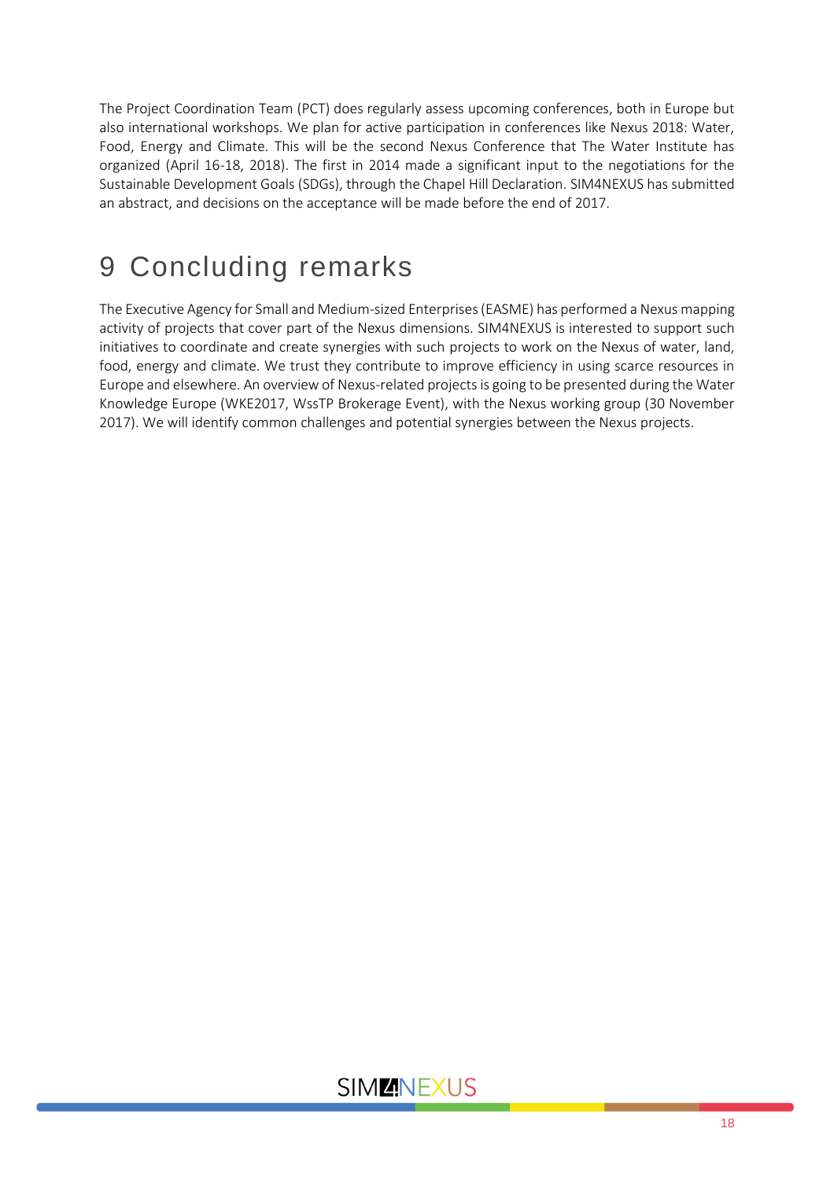The Project Coordination Team (PCT) does regularly assess upcoming conferences, both in Europe but also international workshops. We plan for active participation in conferences like Nexus 2018: Water, Food, Energy and Climate. This will be the second Nexus Conference that The Water Institute has organized (April 16-18, 2018). The first in 2014 made a significant input to the negotiations for the Sustainable Development Goals (SDGs), through the Chapel Hill Declaration. SIM4NEXUS has submitted an abstract, and decisions on the acceptance will be made before the end of 2017.

# 9 Concluding remarks

The Executive Agency for Small and Medium-sized Enterprises (EASME) has performed a Nexus mapping activity of projects that cover part of the Nexus dimensions. SIM4NEXUS is interested to support such initiatives to coordinate and create synergies with such projects to work on the Nexus of water, land, food, energy and climate. We trust they contribute to improve efficiency in using scarce resources in Europe and elsewhere. An overview of Nexus-related projects is going to be presented during the Water Knowledge Europe (WKE2017, WssTP Brokerage Event), with the Nexus working group (30 November 2017). We will identify common challenges and potential synergies between the Nexus projects.